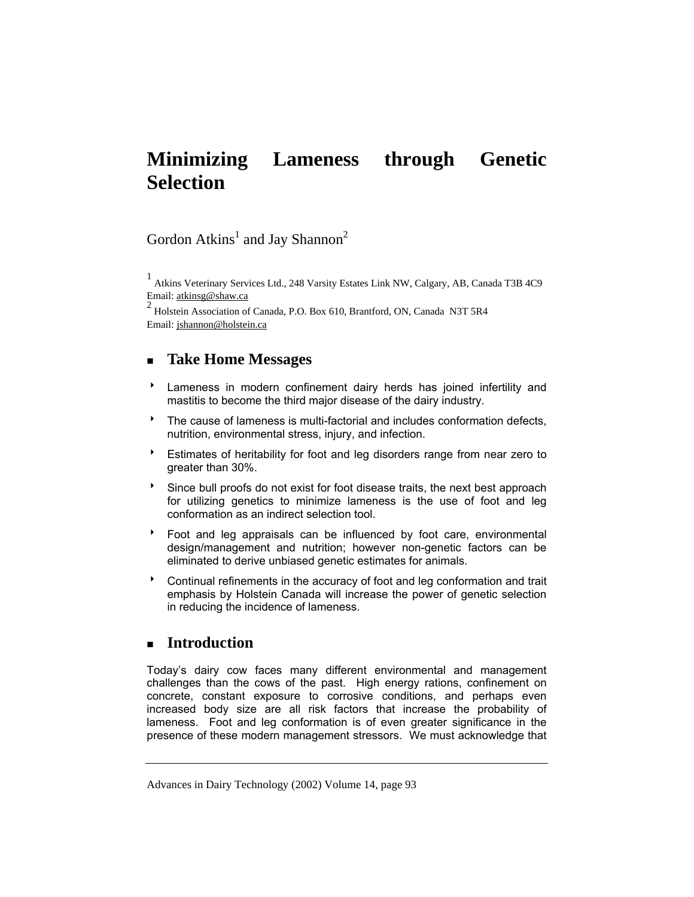# Minimizing Lameness through Genetic Selection

Gordon Atkins[1] and Jay Shannon[2]

[1] Atkins Veterinary Services Ltd., 248 Varsity Estates Link NW, Calgary, AB, Canada T3B 4C9
Email: atkinsg@shaw.ca

[2] Holstein Association of Canada, P.O. Box 610, Brantford, ON, Canada N3T 5R4
Email: jshannon@holstein.ca

## Take Home Messages

- Lameness in modern confinement dairy herds has joined infertility and mastitis to become the third major disease of the dairy industry.
- The cause of lameness is multi-factorial and includes conformation defects, nutrition, environmental stress, injury, and infection.
- Estimates of heritability for foot and leg disorders range from near zero to greater than 30%.
- Since bull proofs do not exist for foot disease traits, the next best approach for utilizing genetics to minimize lameness is the use of foot and leg conformation as an indirect selection tool.
- Foot and leg appraisals can be influenced by foot care, environmental design/management and nutrition; however non-genetic factors can be eliminated to derive unbiased genetic estimates for animals.
- Continual refinements in the accuracy of foot and leg conformation and trait emphasis by Holstein Canada will increase the power of genetic selection in reducing the incidence of lameness.

## Introduction

Today's dairy cow faces many different environmental and management challenges than the cows of the past. High energy rations, confinement on concrete, constant exposure to corrosive conditions, and perhaps even increased body size are all risk factors that increase the probability of lameness. Foot and leg conformation is of even greater significance in the presence of these modern management stressors. We must acknowledge that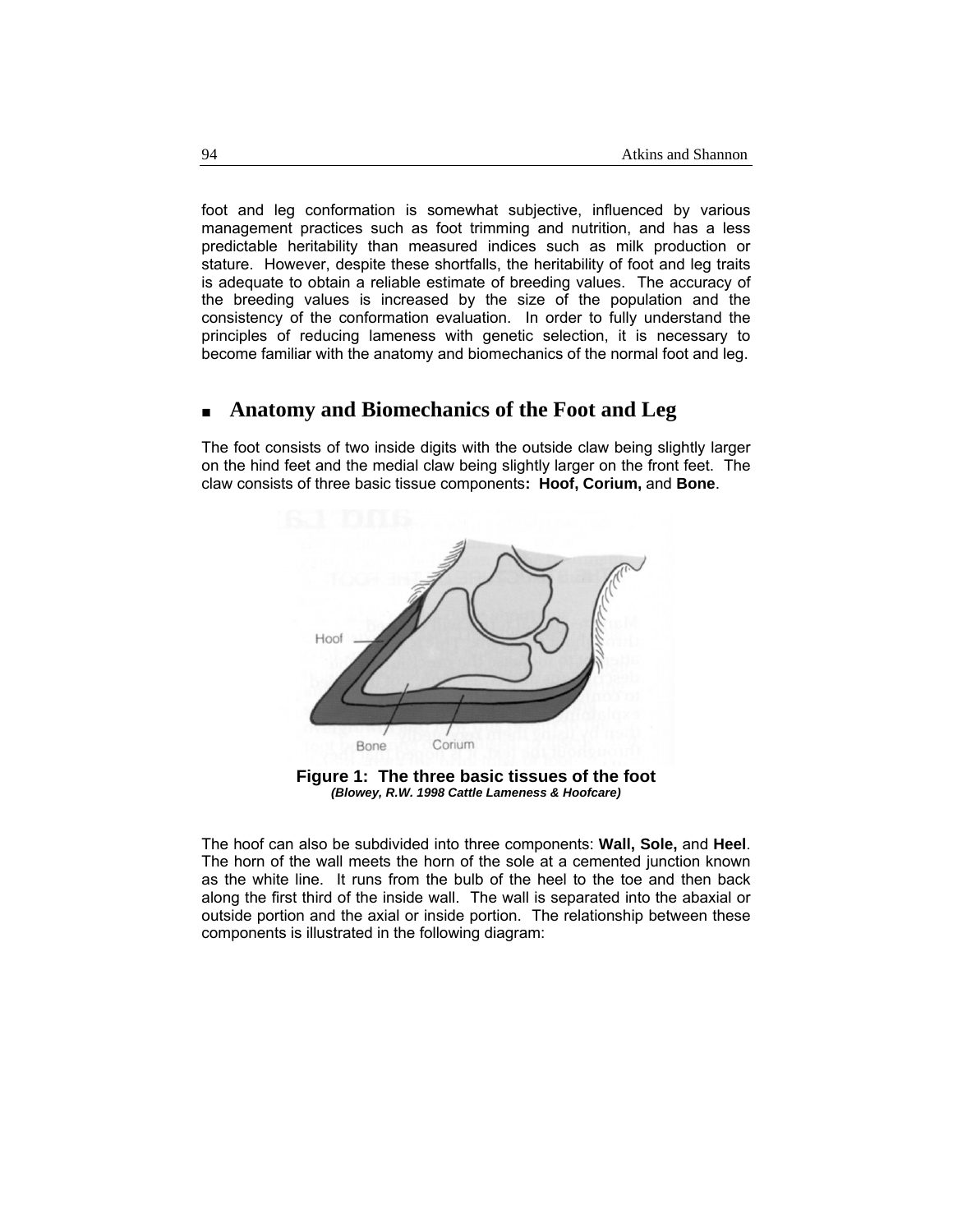foot and leg conformation is somewhat subjective, influenced by various management practices such as foot trimming and nutrition, and has a less predictable heritability than measured indices such as milk production or stature. However, despite these shortfalls, the heritability of foot and leg traits is adequate to obtain a reliable estimate of breeding values. The accuracy of the breeding values is increased by the size of the population and the consistency of the conformation evaluation. In order to fully understand the principles of reducing lameness with genetic selection, it is necessary to become familiar with the anatomy and biomechanics of the normal foot and leg.

## Anatomy and Biomechanics of the Foot and Leg

The foot consists of two inside digits with the outside claw being slightly larger on the hind feet and the medial claw being slightly larger on the front feet. The claw consists of three basic tissue components**: Hoof, Corium,** and **Bone**.

**Figure 1: The three basic tissues of the foot**
***(Blowey, R.W. 1998 Cattle Lameness & Hoofcare)***

The hoof can also be subdivided into three components: **Wall, Sole,** and **Heel**. The horn of the wall meets the horn of the sole at a cemented junction known as the white line. It runs from the bulb of the heel to the toe and then back along the first third of the inside wall. The wall is separated into the abaxial or outside portion and the axial or inside portion. The relationship between these components is illustrated in the following diagram: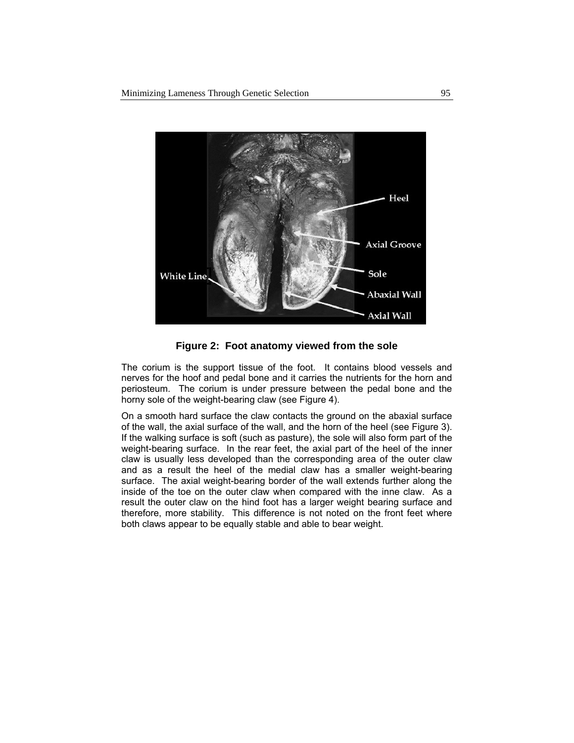**Figure 2: Foot anatomy viewed from the sole**

The corium is the support tissue of the foot. It contains blood vessels and nerves for the hoof and pedal bone and it carries the nutrients for the horn and periosteum. The corium is under pressure between the pedal bone and the horny sole of the weight-bearing claw (see Figure 4).

On a smooth hard surface the claw contacts the ground on the abaxial surface of the wall, the axial surface of the wall, and the horn of the heel (see Figure 3). If the walking surface is soft (such as pasture), the sole will also form part of the weight-bearing surface. In the rear feet, the axial part of the heel of the inner claw is usually less developed than the corresponding area of the outer claw and as a result the heel of the medial claw has a smaller weight-bearing surface. The axial weight-bearing border of the wall extends further along the inside of the toe on the outer claw when compared with the inne claw. As a result the outer claw on the hind foot has a larger weight bearing surface and therefore, more stability. This difference is not noted on the front feet where both claws appear to be equally stable and able to bear weight.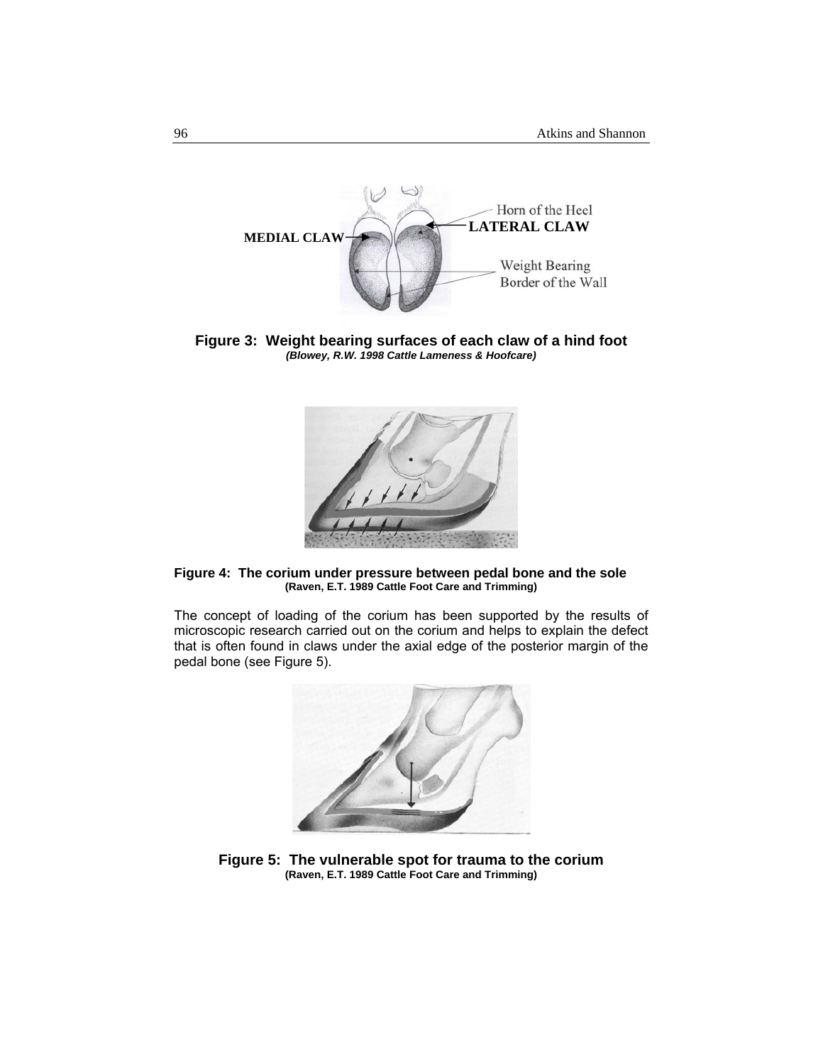**Figure 3: Weight bearing surfaces of each claw of a hind foot**
***(Blowey, R.W. 1998 Cattle Lameness & Hoofcare)***

**Figure 4: The corium under pressure between pedal bone and the sole**
**(Raven, E.T. 1989 Cattle Foot Care and Trimming)**

The concept of loading of the corium has been supported by the results of microscopic research carried out on the corium and helps to explain the defect that is often found in claws under the axial edge of the posterior margin of the pedal bone (see Figure 5).

**Figure 5: The vulnerable spot for trauma to the corium**
**(Raven, E.T. 1989 Cattle Foot Care and Trimming)**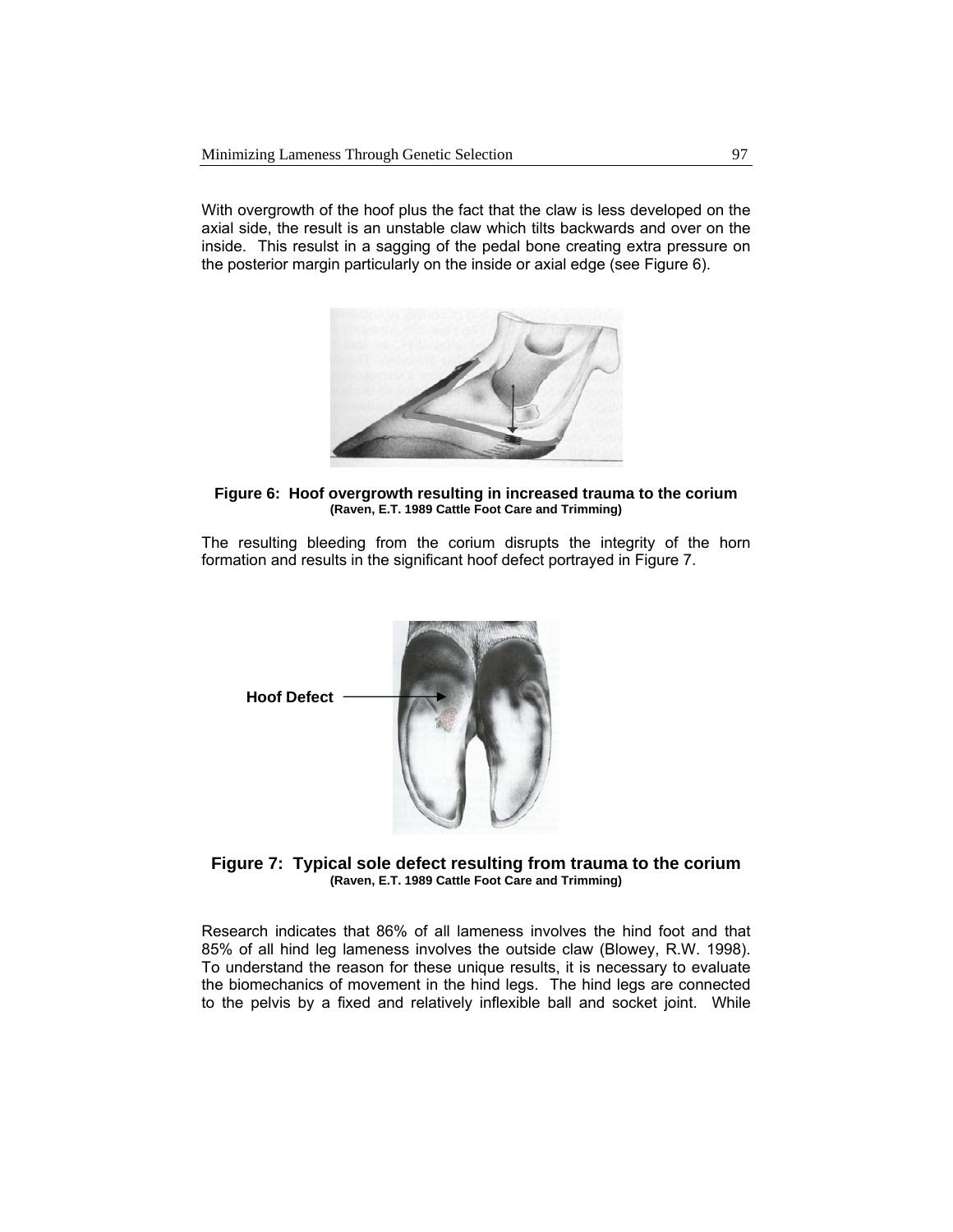With overgrowth of the hoof plus the fact that the claw is less developed on the axial side, the result is an unstable claw which tilts backwards and over on the inside. This resulst in a sagging of the pedal bone creating extra pressure on the posterior margin particularly on the inside or axial edge (see Figure 6).

**Figure 6: Hoof overgrowth resulting in increased trauma to the corium**
**(Raven, E.T. 1989 Cattle Foot Care and Trimming)**

The resulting bleeding from the corium disrupts the integrity of the horn formation and results in the significant hoof defect portrayed in Figure 7.

**Hoof Defect**

**Figure 7: Typical sole defect resulting from trauma to the corium**
**(Raven, E.T. 1989 Cattle Foot Care and Trimming)**

Research indicates that 86% of all lameness involves the hind foot and that 85% of all hind leg lameness involves the outside claw (Blowey, R.W. 1998). To understand the reason for these unique results, it is necessary to evaluate the biomechanics of movement in the hind legs. The hind legs are connected to the pelvis by a fixed and relatively inflexible ball and socket joint. While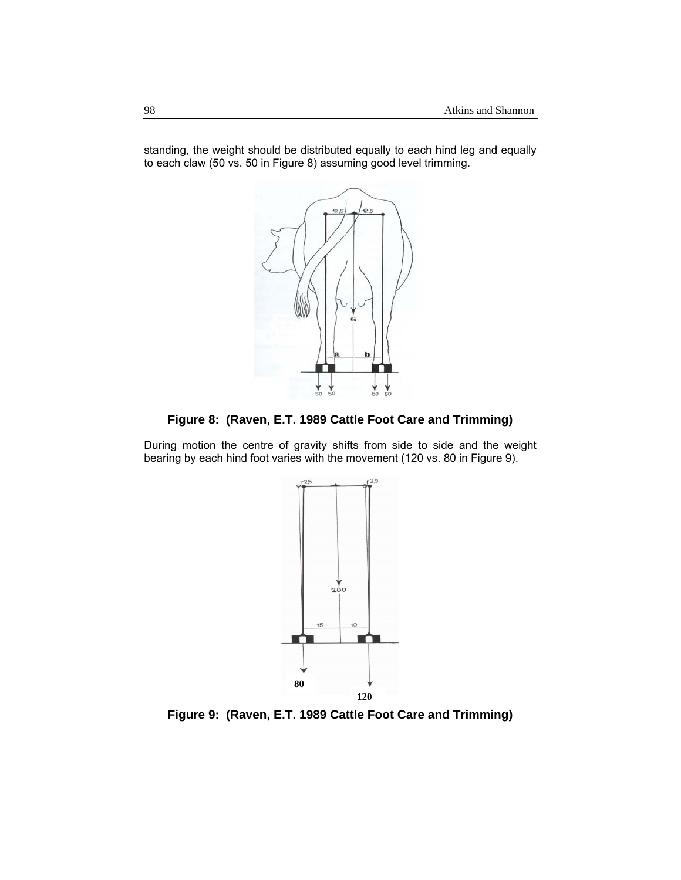standing, the weight should be distributed equally to each hind leg and equally to each claw (50 vs. 50 in Figure 8) assuming good level trimming.

**Figure 8: (Raven, E.T. 1989 Cattle Foot Care and Trimming)**

During motion the centre of gravity shifts from side to side and the weight bearing by each hind foot varies with the movement (120 vs. 80 in Figure 9).

**Figure 9: (Raven, E.T. 1989 Cattle Foot Care and Trimming)**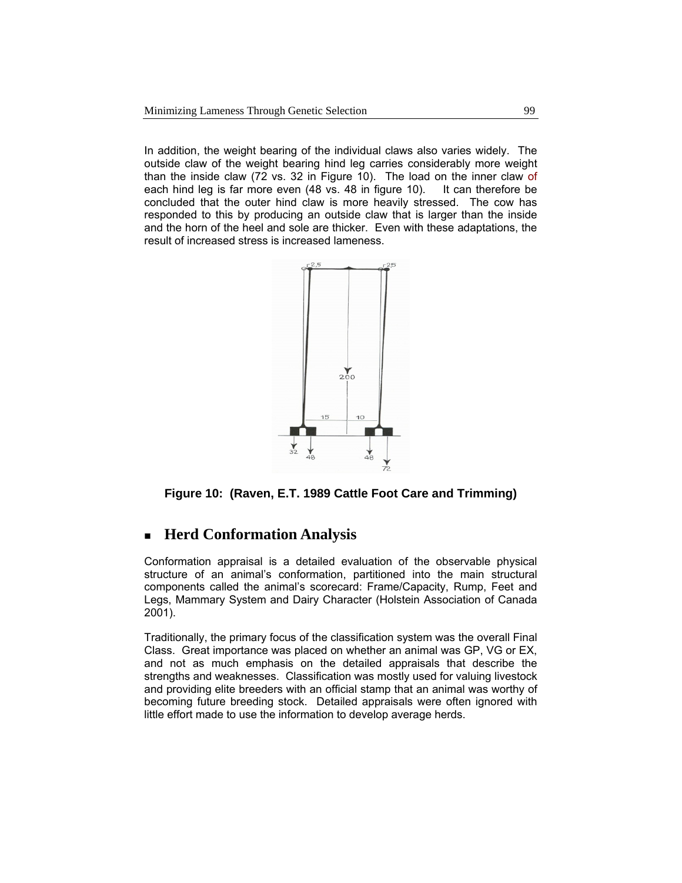In addition, the weight bearing of the individual claws also varies widely. The outside claw of the weight bearing hind leg carries considerably more weight than the inside claw (72 vs. 32 in Figure 10). The load on the inner claw of each hind leg is far more even (48 vs. 48 in figure 10). It can therefore be concluded that the outer hind claw is more heavily stressed. The cow has responded to this by producing an outside claw that is larger than the inside and the horn of the heel and sole are thicker. Even with these adaptations, the result of increased stress is increased lameness.

**Figure 10: (Raven, E.T. 1989 Cattle Foot Care and Trimming)**

## Herd Conformation Analysis

Conformation appraisal is a detailed evaluation of the observable physical structure of an animal's conformation, partitioned into the main structural components called the animal's scorecard: Frame/Capacity, Rump, Feet and Legs, Mammary System and Dairy Character (Holstein Association of Canada 2001).

Traditionally, the primary focus of the classification system was the overall Final Class. Great importance was placed on whether an animal was GP, VG or EX, and not as much emphasis on the detailed appraisals that describe the strengths and weaknesses. Classification was mostly used for valuing livestock and providing elite breeders with an official stamp that an animal was worthy of becoming future breeding stock. Detailed appraisals were often ignored with little effort made to use the information to develop average herds.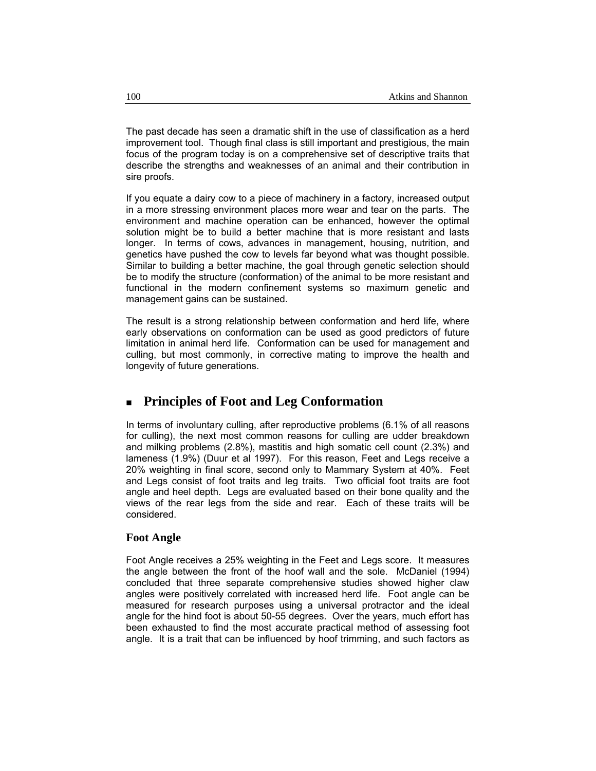The past decade has seen a dramatic shift in the use of classification as a herd improvement tool. Though final class is still important and prestigious, the main focus of the program today is on a comprehensive set of descriptive traits that describe the strengths and weaknesses of an animal and their contribution in sire proofs.

If you equate a dairy cow to a piece of machinery in a factory, increased output in a more stressing environment places more wear and tear on the parts. The environment and machine operation can be enhanced, however the optimal solution might be to build a better machine that is more resistant and lasts longer. In terms of cows, advances in management, housing, nutrition, and genetics have pushed the cow to levels far beyond what was thought possible. Similar to building a better machine, the goal through genetic selection should be to modify the structure (conformation) of the animal to be more resistant and functional in the modern confinement systems so maximum genetic and management gains can be sustained.

The result is a strong relationship between conformation and herd life, where early observations on conformation can be used as good predictors of future limitation in animal herd life. Conformation can be used for management and culling, but most commonly, in corrective mating to improve the health and longevity of future generations.

## Principles of Foot and Leg Conformation

In terms of involuntary culling, after reproductive problems (6.1% of all reasons for culling), the next most common reasons for culling are udder breakdown and milking problems (2.8%), mastitis and high somatic cell count (2.3%) and lameness (1.9%) (Duur et al 1997). For this reason, Feet and Legs receive a 20% weighting in final score, second only to Mammary System at 40%. Feet and Legs consist of foot traits and leg traits. Two official foot traits are foot angle and heel depth. Legs are evaluated based on their bone quality and the views of the rear legs from the side and rear. Each of these traits will be considered.

### Foot Angle

Foot Angle receives a 25% weighting in the Feet and Legs score. It measures the angle between the front of the hoof wall and the sole. McDaniel (1994) concluded that three separate comprehensive studies showed higher claw angles were positively correlated with increased herd life. Foot angle can be measured for research purposes using a universal protractor and the ideal angle for the hind foot is about 50-55 degrees. Over the years, much effort has been exhausted to find the most accurate practical method of assessing foot angle. It is a trait that can be influenced by hoof trimming, and such factors as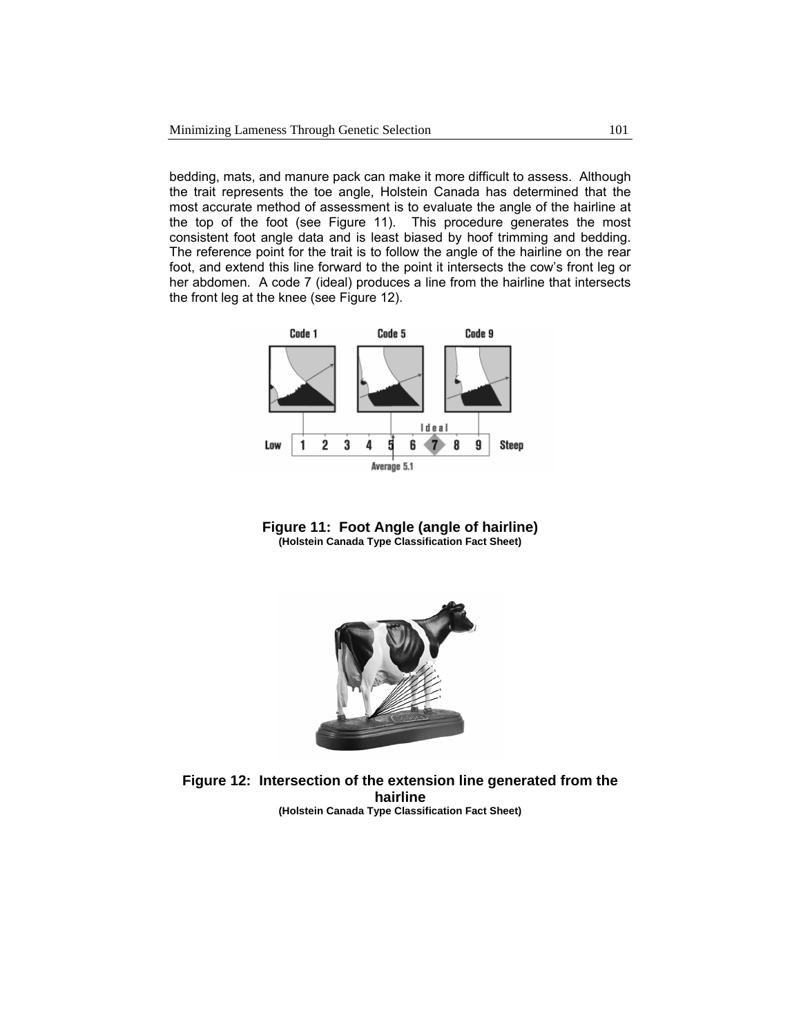bedding, mats, and manure pack can make it more difficult to assess. Although the trait represents the toe angle, Holstein Canada has determined that the most accurate method of assessment is to evaluate the angle of the hairline at the top of the foot (see Figure 11). This procedure generates the most consistent foot angle data and is least biased by hoof trimming and bedding. The reference point for the trait is to follow the angle of the hairline on the rear foot, and extend this line forward to the point it intersects the cow's front leg or her abdomen. A code 7 (ideal) produces a line from the hairline that intersects the front leg at the knee (see Figure 12).

**Figure 11: Foot Angle (angle of hairline)**
**(Holstein Canada Type Classification Fact Sheet)**

**Figure 12: Intersection of the extension line generated from the hairline**
**(Holstein Canada Type Classification Fact Sheet)**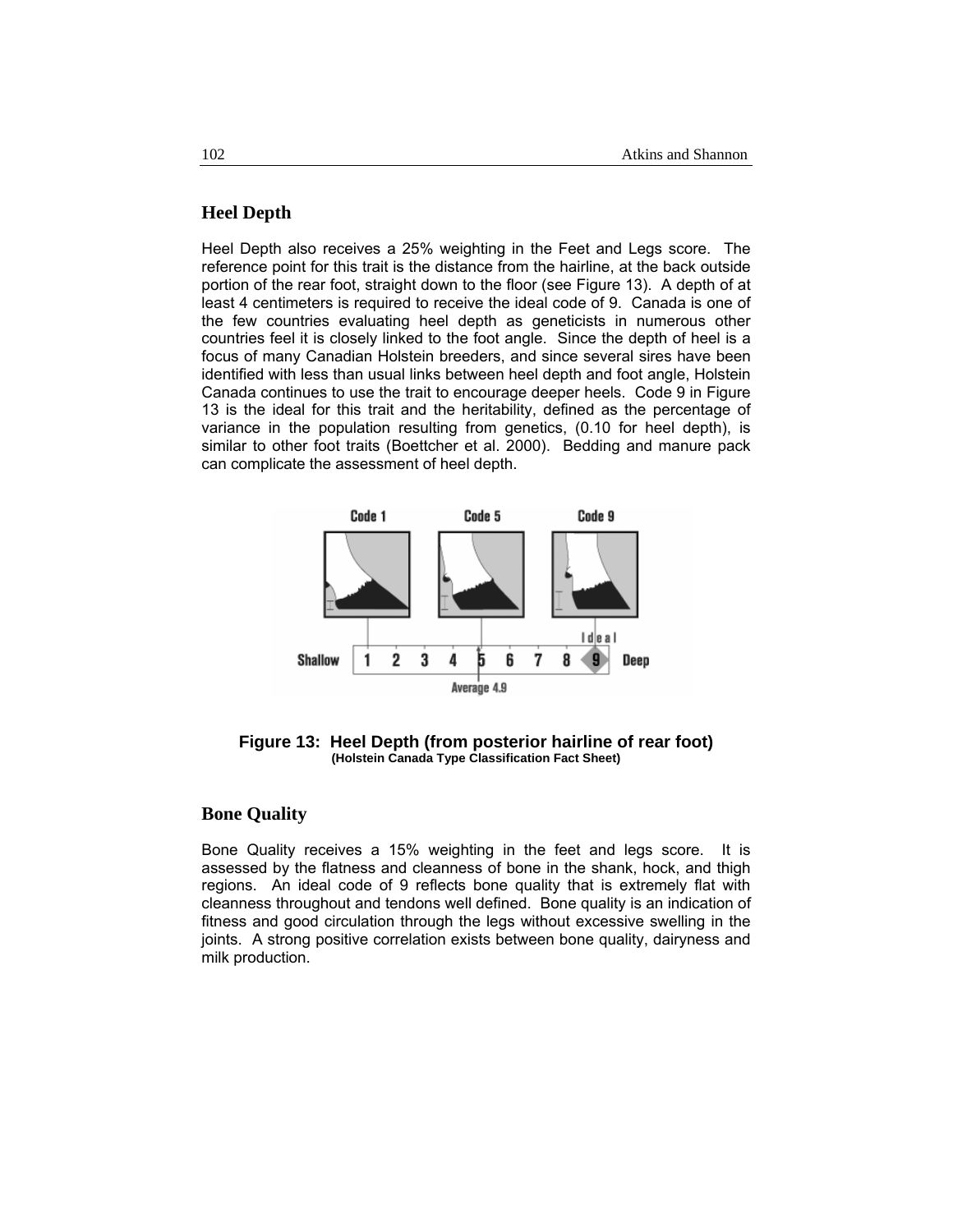## Heel Depth

Heel Depth also receives a 25% weighting in the Feet and Legs score. The reference point for this trait is the distance from the hairline, at the back outside portion of the rear foot, straight down to the floor (see Figure 13). A depth of at least 4 centimeters is required to receive the ideal code of 9. Canada is one of the few countries evaluating heel depth as geneticists in numerous other countries feel it is closely linked to the foot angle. Since the depth of heel is a focus of many Canadian Holstein breeders, and since several sires have been identified with less than usual links between heel depth and foot angle, Holstein Canada continues to use the trait to encourage deeper heels. Code 9 in Figure 13 is the ideal for this trait and the heritability, defined as the percentage of variance in the population resulting from genetics, (0.10 for heel depth), is similar to other foot traits (Boettcher et al. 2000). Bedding and manure pack can complicate the assessment of heel depth.

**Figure 13: Heel Depth (from posterior hairline of rear foot)**
**(Holstein Canada Type Classification Fact Sheet)**

## Bone Quality

Bone Quality receives a 15% weighting in the feet and legs score. It is assessed by the flatness and cleanness of bone in the shank, hock, and thigh regions. An ideal code of 9 reflects bone quality that is extremely flat with cleanness throughout and tendons well defined. Bone quality is an indication of fitness and good circulation through the legs without excessive swelling in the joints. A strong positive correlation exists between bone quality, dairyness and milk production.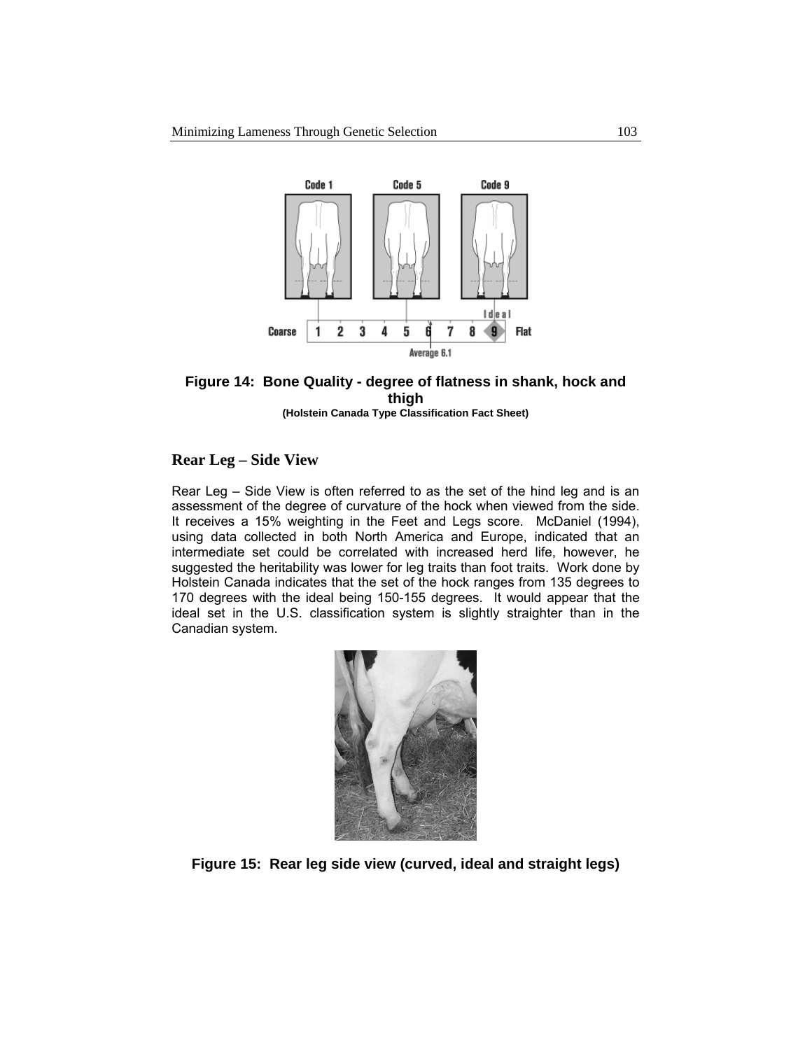**Figure 14: Bone Quality - degree of flatness in shank, hock and thigh**
**(Holstein Canada Type Classification Fact Sheet)**

## Rear Leg – Side View

Rear Leg – Side View is often referred to as the set of the hind leg and is an assessment of the degree of curvature of the hock when viewed from the side. It receives a 15% weighting in the Feet and Legs score. McDaniel (1994), using data collected in both North America and Europe, indicated that an intermediate set could be correlated with increased herd life, however, he suggested the heritability was lower for leg traits than foot traits. Work done by Holstein Canada indicates that the set of the hock ranges from 135 degrees to 170 degrees with the ideal being 150-155 degrees. It would appear that the ideal set in the U.S. classification system is slightly straighter than in the Canadian system.

**Figure 15: Rear leg side view (curved, ideal and straight legs)**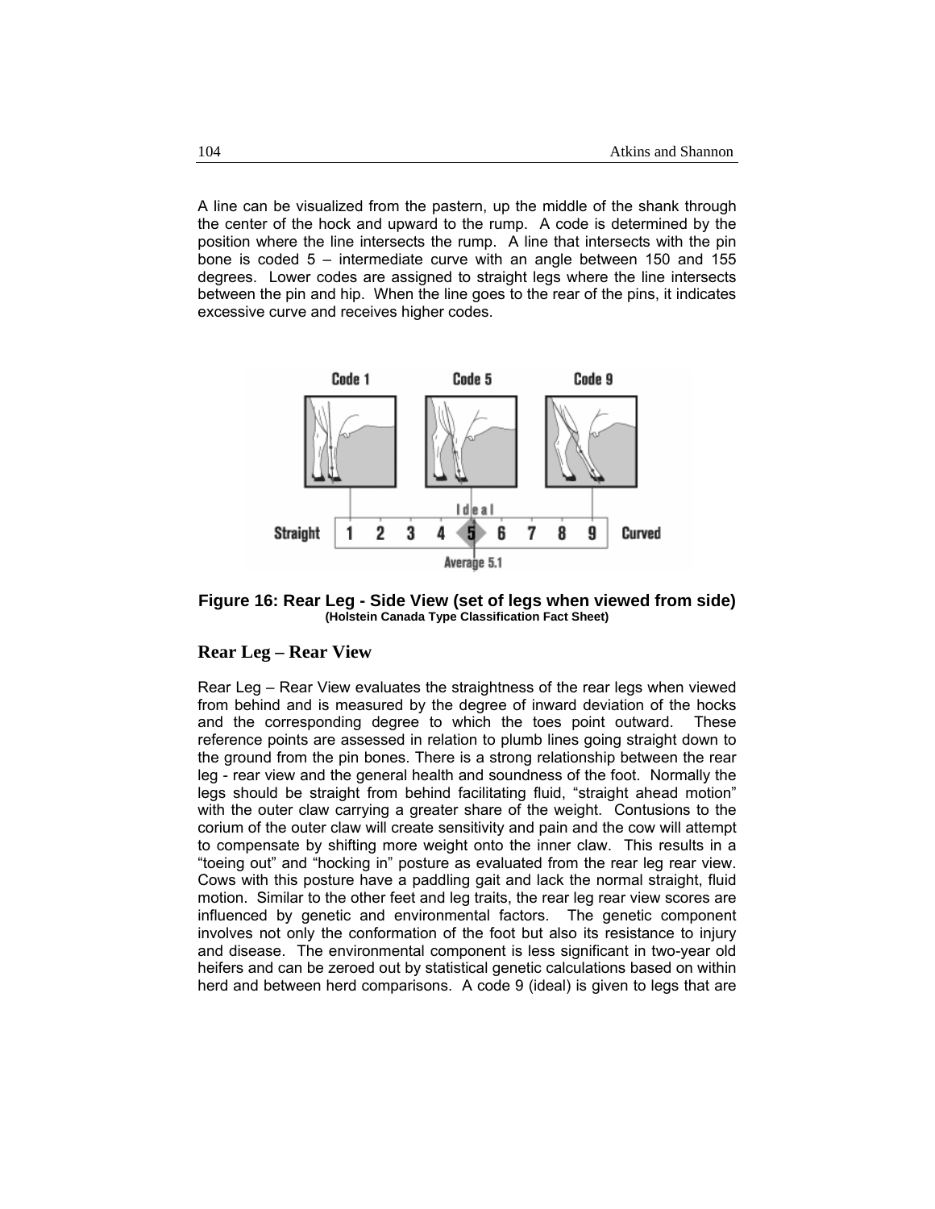A line can be visualized from the pastern, up the middle of the shank through the center of the hock and upward to the rump. A code is determined by the position where the line intersects the rump. A line that intersects with the pin bone is coded 5 – intermediate curve with an angle between 150 and 155 degrees. Lower codes are assigned to straight legs where the line intersects between the pin and hip. When the line goes to the rear of the pins, it indicates excessive curve and receives higher codes.

**Figure 16: Rear Leg - Side View (set of legs when viewed from side)**
**(Holstein Canada Type Classification Fact Sheet)**

## Rear Leg – Rear View

Rear Leg – Rear View evaluates the straightness of the rear legs when viewed from behind and is measured by the degree of inward deviation of the hocks and the corresponding degree to which the toes point outward. These reference points are assessed in relation to plumb lines going straight down to the ground from the pin bones. There is a strong relationship between the rear leg - rear view and the general health and soundness of the foot. Normally the legs should be straight from behind facilitating fluid, "straight ahead motion" with the outer claw carrying a greater share of the weight. Contusions to the corium of the outer claw will create sensitivity and pain and the cow will attempt to compensate by shifting more weight onto the inner claw. This results in a "toeing out" and "hocking in" posture as evaluated from the rear leg rear view. Cows with this posture have a paddling gait and lack the normal straight, fluid motion. Similar to the other feet and leg traits, the rear leg rear view scores are influenced by genetic and environmental factors. The genetic component involves not only the conformation of the foot but also its resistance to injury and disease. The environmental component is less significant in two-year old heifers and can be zeroed out by statistical genetic calculations based on within herd and between herd comparisons. A code 9 (ideal) is given to legs that are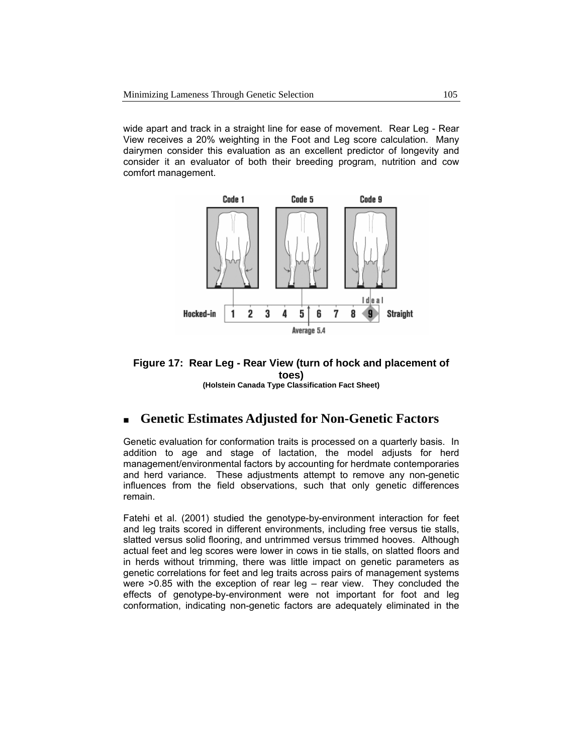wide apart and track in a straight line for ease of movement. Rear Leg - Rear View receives a 20% weighting in the Foot and Leg score calculation. Many dairymen consider this evaluation as an excellent predictor of longevity and consider it an evaluator of both their breeding program, nutrition and cow comfort management.

**Figure 17: Rear Leg - Rear View (turn of hock and placement of toes)**
**(Holstein Canada Type Classification Fact Sheet)**

## Genetic Estimates Adjusted for Non-Genetic Factors

Genetic evaluation for conformation traits is processed on a quarterly basis. In addition to age and stage of lactation, the model adjusts for herd management/environmental factors by accounting for herdmate contemporaries and herd variance. These adjustments attempt to remove any non-genetic influences from the field observations, such that only genetic differences remain.

Fatehi et al. (2001) studied the genotype-by-environment interaction for feet and leg traits scored in different environments, including free versus tie stalls, slatted versus solid flooring, and untrimmed versus trimmed hooves. Although actual feet and leg scores were lower in cows in tie stalls, on slatted floors and in herds without trimming, there was little impact on genetic parameters as genetic correlations for feet and leg traits across pairs of management systems were >0.85 with the exception of rear leg – rear view. They concluded the effects of genotype-by-environment were not important for foot and leg conformation, indicating non-genetic factors are adequately eliminated in the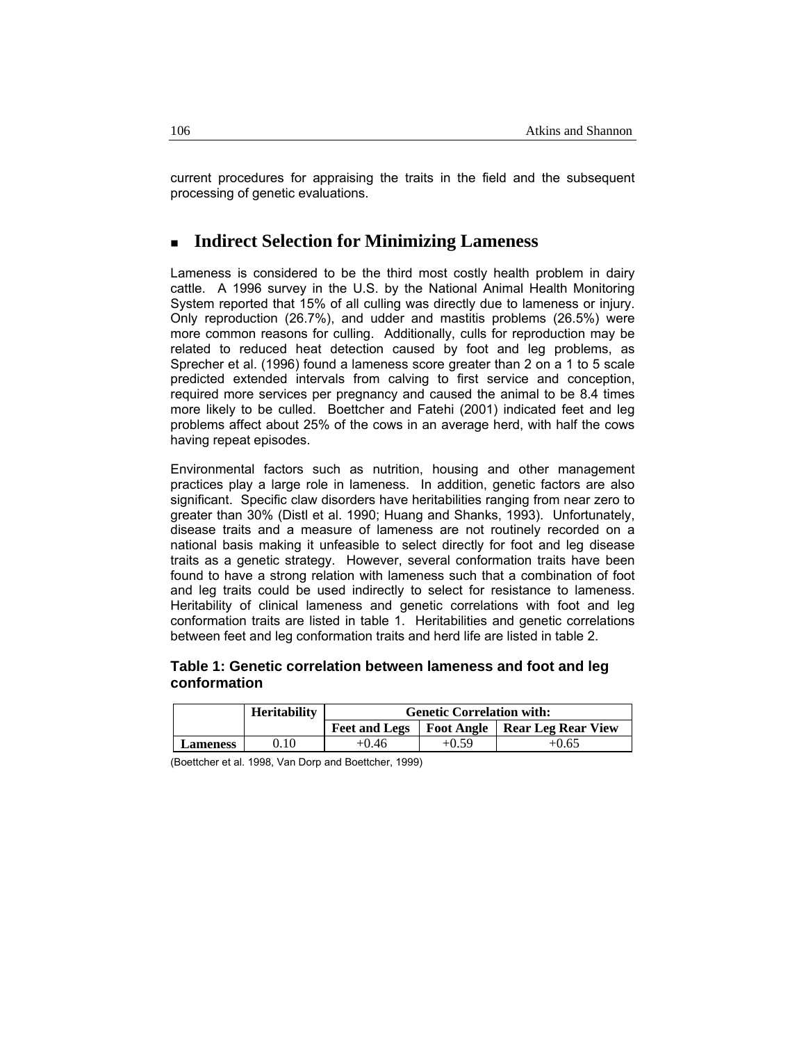current procedures for appraising the traits in the field and the subsequent processing of genetic evaluations.

## Indirect Selection for Minimizing Lameness

Lameness is considered to be the third most costly health problem in dairy cattle. A 1996 survey in the U.S. by the National Animal Health Monitoring System reported that 15% of all culling was directly due to lameness or injury. Only reproduction (26.7%), and udder and mastitis problems (26.5%) were more common reasons for culling. Additionally, culls for reproduction may be related to reduced heat detection caused by foot and leg problems, as Sprecher et al. (1996) found a lameness score greater than 2 on a 1 to 5 scale predicted extended intervals from calving to first service and conception, required more services per pregnancy and caused the animal to be 8.4 times more likely to be culled. Boettcher and Fatehi (2001) indicated feet and leg problems affect about 25% of the cows in an average herd, with half the cows having repeat episodes.

Environmental factors such as nutrition, housing and other management practices play a large role in lameness. In addition, genetic factors are also significant. Specific claw disorders have heritabilities ranging from near zero to greater than 30% (Distl et al. 1990; Huang and Shanks, 1993). Unfortunately, disease traits and a measure of lameness are not routinely recorded on a national basis making it unfeasible to select directly for foot and leg disease traits as a genetic strategy. However, several conformation traits have been found to have a strong relation with lameness such that a combination of foot and leg traits could be used indirectly to select for resistance to lameness. Heritability of clinical lameness and genetic correlations with foot and leg conformation traits are listed in table 1. Heritabilities and genetic correlations between feet and leg conformation traits and herd life are listed in table 2.

**Table 1: Genetic correlation between lameness and foot and leg conformation**

| | Heritability | Genetic Correlation with: | | |
|---|---|---|---|---|
| | | Feet and Legs | Foot Angle | Rear Leg Rear View |
| **Lameness** | 0.10 | +0.46 | +0.59 | +0.65 |

(Boettcher et al. 1998, Van Dorp and Boettcher, 1999)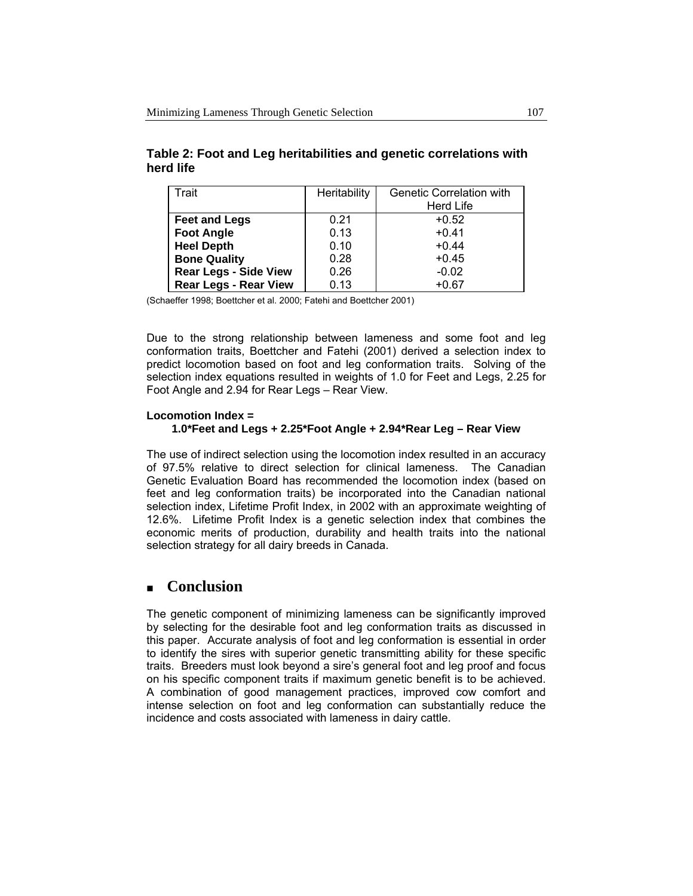**Table 2: Foot and Leg heritabilities and genetic correlations with herd life**

| Trait | Heritability | Genetic Correlation with Herd Life |
|---|---|---|
| **Feet and Legs** | 0.21 | +0.52 |
| **Foot Angle** | 0.13 | +0.41 |
| **Heel Depth** | 0.10 | +0.44 |
| **Bone Quality** | 0.28 | +0.45 |
| **Rear Legs - Side View** | 0.26 | -0.02 |
| **Rear Legs - Rear View** | 0.13 | +0.67 |

(Schaeffer 1998; Boettcher et al. 2000; Fatehi and Boettcher 2001)

Due to the strong relationship between lameness and some foot and leg conformation traits, Boettcher and Fatehi (2001) derived a selection index to predict locomotion based on foot and leg conformation traits. Solving of the selection index equations resulted in weights of 1.0 for Feet and Legs, 2.25 for Foot Angle and 2.94 for Rear Legs – Rear View.

**Locomotion Index =**

**1.0*Feet and Legs + 2.25*Foot Angle + 2.94*Rear Leg – Rear View**

The use of indirect selection using the locomotion index resulted in an accuracy of 97.5% relative to direct selection for clinical lameness. The Canadian Genetic Evaluation Board has recommended the locomotion index (based on feet and leg conformation traits) be incorporated into the Canadian national selection index, Lifetime Profit Index, in 2002 with an approximate weighting of 12.6%. Lifetime Profit Index is a genetic selection index that combines the economic merits of production, durability and health traits into the national selection strategy for all dairy breeds in Canada.

## Conclusion

The genetic component of minimizing lameness can be significantly improved by selecting for the desirable foot and leg conformation traits as discussed in this paper. Accurate analysis of foot and leg conformation is essential in order to identify the sires with superior genetic transmitting ability for these specific traits. Breeders must look beyond a sire's general foot and leg proof and focus on his specific component traits if maximum genetic benefit is to be achieved. A combination of good management practices, improved cow comfort and intense selection on foot and leg conformation can substantially reduce the incidence and costs associated with lameness in dairy cattle.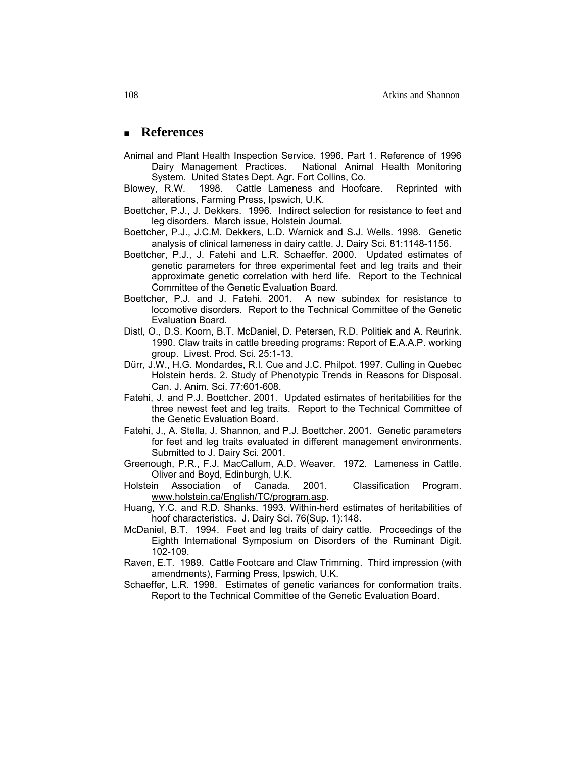## References

Animal and Plant Health Inspection Service. 1996. Part 1. Reference of 1996 Dairy Management Practices. National Animal Health Monitoring System. United States Dept. Agr. Fort Collins, Co.

Blowey, R.W. 1998. Cattle Lameness and Hoofcare. Reprinted with alterations, Farming Press, Ipswich, U.K.

Boettcher, P.J., J. Dekkers. 1996. Indirect selection for resistance to feet and leg disorders. March issue, Holstein Journal.

Boettcher, P.J., J.C.M. Dekkers, L.D. Warnick and S.J. Wells. 1998. Genetic analysis of clinical lameness in dairy cattle. J. Dairy Sci. 81:1148-1156.

Boettcher, P.J., J. Fatehi and L.R. Schaeffer. 2000. Updated estimates of genetic parameters for three experimental feet and leg traits and their approximate genetic correlation with herd life. Report to the Technical Committee of the Genetic Evaluation Board.

Boettcher, P.J. and J. Fatehi. 2001. A new subindex for resistance to locomotive disorders. Report to the Technical Committee of the Genetic Evaluation Board.

Distl, O., D.S. Koorn, B.T. McDaniel, D. Petersen, R.D. Politiek and A. Reurink. 1990. Claw traits in cattle breeding programs: Report of E.A.A.P. working group. Livest. Prod. Sci. 25:1-13.

Dűrr, J.W., H.G. Mondardes, R.I. Cue and J.C. Philpot. 1997. Culling in Quebec Holstein herds. 2. Study of Phenotypic Trends in Reasons for Disposal. Can. J. Anim. Sci. 77:601-608.

Fatehi, J. and P.J. Boettcher. 2001. Updated estimates of heritabilities for the three newest feet and leg traits. Report to the Technical Committee of the Genetic Evaluation Board.

Fatehi, J., A. Stella, J. Shannon, and P.J. Boettcher. 2001. Genetic parameters for feet and leg traits evaluated in different management environments. Submitted to J. Dairy Sci. 2001.

Greenough, P.R., F.J. MacCallum, A.D. Weaver. 1972. Lameness in Cattle. Oliver and Boyd, Edinburgh, U.K.

Holstein Association of Canada. 2001. Classification Program. www.holstein.ca/English/TC/program.asp.

Huang, Y.C. and R.D. Shanks. 1993. Within-herd estimates of heritabilities of hoof characteristics. J. Dairy Sci. 76(Sup. 1):148.

McDaniel, B.T. 1994. Feet and leg traits of dairy cattle. Proceedings of the Eighth International Symposium on Disorders of the Ruminant Digit. 102-109.

Raven, E.T. 1989. Cattle Footcare and Claw Trimming. Third impression (with amendments), Farming Press, Ipswich, U.K.

Schaeffer, L.R. 1998. Estimates of genetic variances for conformation traits. Report to the Technical Committee of the Genetic Evaluation Board.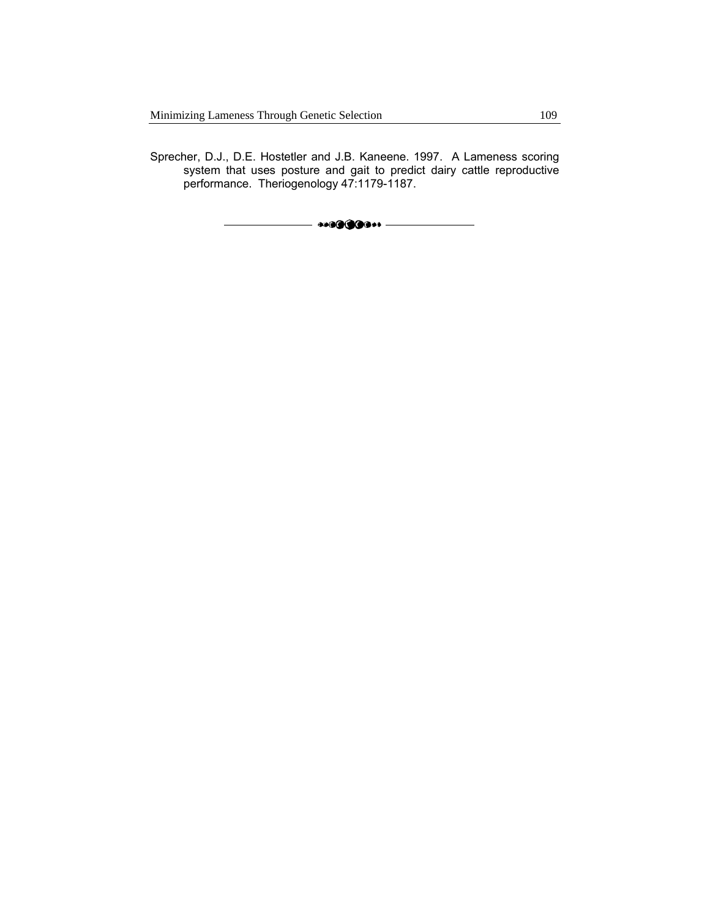Sprecher, D.J., D.E. Hostetler and J.B. Kaneene. 1997. A Lameness scoring system that uses posture and gait to predict dairy cattle reproductive performance. Theriogenology 47:1179-1187.